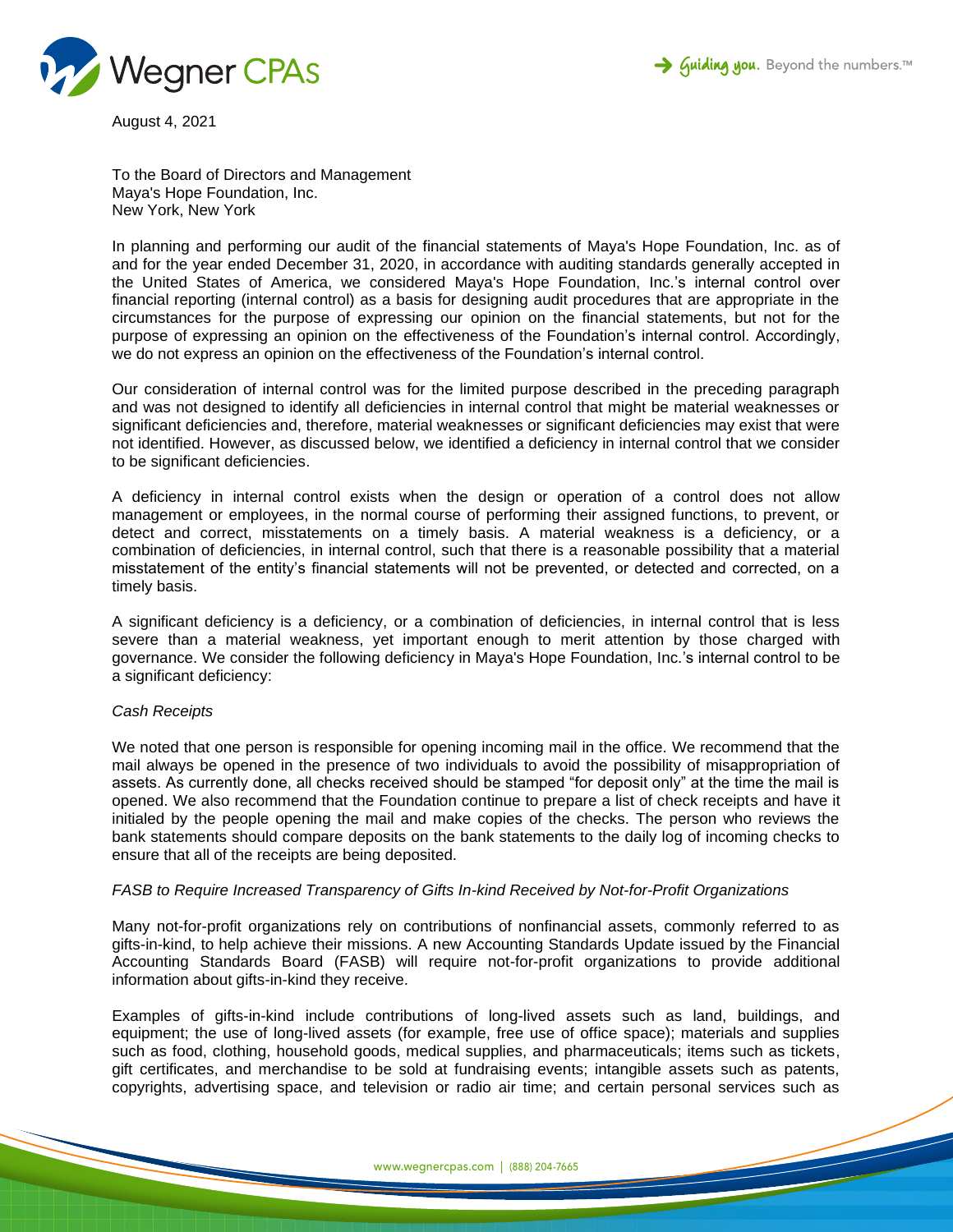August 4, 2021

To the Board of Directors and Management
Maya's Hope Foundation, Inc.
New York, New York

In planning and performing our audit of the financial statements of Maya's Hope Foundation, Inc. as of and for the year ended December 31, 2020, in accordance with auditing standards generally accepted in the United States of America, we considered Maya's Hope Foundation, Inc.'s internal control over financial reporting (internal control) as a basis for designing audit procedures that are appropriate in the circumstances for the purpose of expressing our opinion on the financial statements, but not for the purpose of expressing an opinion on the effectiveness of the Foundation's internal control. Accordingly, we do not express an opinion on the effectiveness of the Foundation's internal control.

Our consideration of internal control was for the limited purpose described in the preceding paragraph and was not designed to identify all deficiencies in internal control that might be material weaknesses or significant deficiencies and, therefore, material weaknesses or significant deficiencies may exist that were not identified. However, as discussed below, we identified a deficiency in internal control that we consider to be significant deficiencies.

A deficiency in internal control exists when the design or operation of a control does not allow management or employees, in the normal course of performing their assigned functions, to prevent, or detect and correct, misstatements on a timely basis. A material weakness is a deficiency, or a combination of deficiencies, in internal control, such that there is a reasonable possibility that a material misstatement of the entity's financial statements will not be prevented, or detected and corrected, on a timely basis.

A significant deficiency is a deficiency, or a combination of deficiencies, in internal control that is less severe than a material weakness, yet important enough to merit attention by those charged with governance. We consider the following deficiency in Maya's Hope Foundation, Inc.'s internal control to be a significant deficiency:

*Cash Receipts*

We noted that one person is responsible for opening incoming mail in the office. We recommend that the mail always be opened in the presence of two individuals to avoid the possibility of misappropriation of assets. As currently done, all checks received should be stamped "for deposit only" at the time the mail is opened. We also recommend that the Foundation continue to prepare a list of check receipts and have it initialed by the people opening the mail and make copies of the checks. The person who reviews the bank statements should compare deposits on the bank statements to the daily log of incoming checks to ensure that all of the receipts are being deposited.

*FASB to Require Increased Transparency of Gifts In-kind Received by Not-for-Profit Organizations*

Many not-for-profit organizations rely on contributions of nonfinancial assets, commonly referred to as gifts-in-kind, to help achieve their missions. A new Accounting Standards Update issued by the Financial Accounting Standards Board (FASB) will require not-for-profit organizations to provide additional information about gifts-in-kind they receive.

Examples of gifts-in-kind include contributions of long-lived assets such as land, buildings, and equipment; the use of long-lived assets (for example, free use of office space); materials and supplies such as food, clothing, household goods, medical supplies, and pharmaceuticals; items such as tickets, gift certificates, and merchandise to be sold at fundraising events; intangible assets such as patents, copyrights, advertising space, and television or radio air time; and certain personal services such as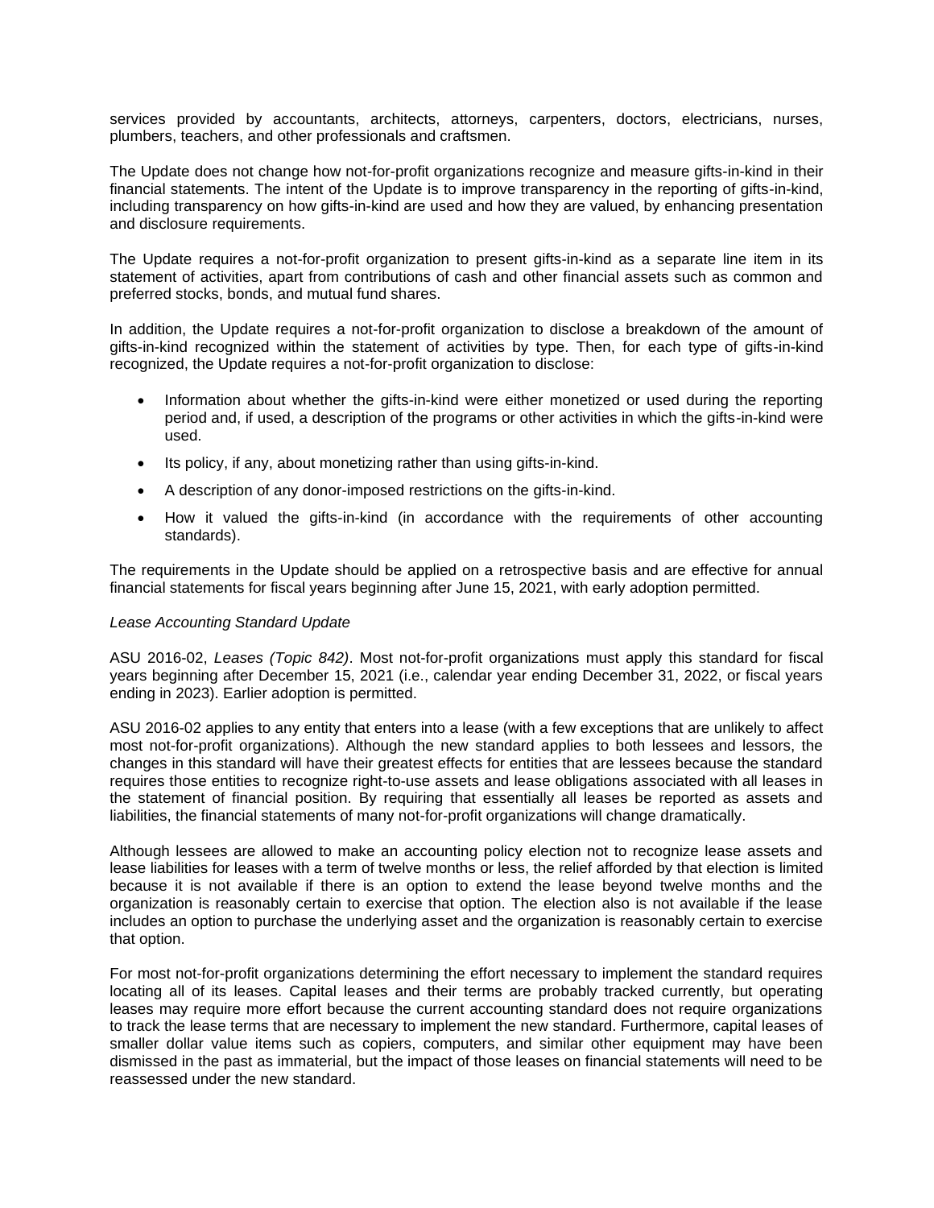services provided by accountants, architects, attorneys, carpenters, doctors, electricians, nurses, plumbers, teachers, and other professionals and craftsmen.

The Update does not change how not-for-profit organizations recognize and measure gifts-in-kind in their financial statements. The intent of the Update is to improve transparency in the reporting of gifts-in-kind, including transparency on how gifts-in-kind are used and how they are valued, by enhancing presentation and disclosure requirements.

The Update requires a not-for-profit organization to present gifts-in-kind as a separate line item in its statement of activities, apart from contributions of cash and other financial assets such as common and preferred stocks, bonds, and mutual fund shares.

In addition, the Update requires a not-for-profit organization to disclose a breakdown of the amount of gifts-in-kind recognized within the statement of activities by type. Then, for each type of gifts-in-kind recognized, the Update requires a not-for-profit organization to disclose:

- Information about whether the gifts-in-kind were either monetized or used during the reporting period and, if used, a description of the programs or other activities in which the gifts-in-kind were used.
- Its policy, if any, about monetizing rather than using gifts-in-kind.
- A description of any donor-imposed restrictions on the gifts-in-kind.
- How it valued the gifts-in-kind (in accordance with the requirements of other accounting standards).

The requirements in the Update should be applied on a retrospective basis and are effective for annual financial statements for fiscal years beginning after June 15, 2021, with early adoption permitted.

*Lease Accounting Standard Update*

ASU 2016-02, *Leases (Topic 842)*. Most not-for-profit organizations must apply this standard for fiscal years beginning after December 15, 2021 (i.e., calendar year ending December 31, 2022, or fiscal years ending in 2023). Earlier adoption is permitted.

ASU 2016-02 applies to any entity that enters into a lease (with a few exceptions that are unlikely to affect most not-for-profit organizations). Although the new standard applies to both lessees and lessors, the changes in this standard will have their greatest effects for entities that are lessees because the standard requires those entities to recognize right-to-use assets and lease obligations associated with all leases in the statement of financial position. By requiring that essentially all leases be reported as assets and liabilities, the financial statements of many not-for-profit organizations will change dramatically.

Although lessees are allowed to make an accounting policy election not to recognize lease assets and lease liabilities for leases with a term of twelve months or less, the relief afforded by that election is limited because it is not available if there is an option to extend the lease beyond twelve months and the organization is reasonably certain to exercise that option. The election also is not available if the lease includes an option to purchase the underlying asset and the organization is reasonably certain to exercise that option.

For most not-for-profit organizations determining the effort necessary to implement the standard requires locating all of its leases. Capital leases and their terms are probably tracked currently, but operating leases may require more effort because the current accounting standard does not require organizations to track the lease terms that are necessary to implement the new standard. Furthermore, capital leases of smaller dollar value items such as copiers, computers, and similar other equipment may have been dismissed in the past as immaterial, but the impact of those leases on financial statements will need to be reassessed under the new standard.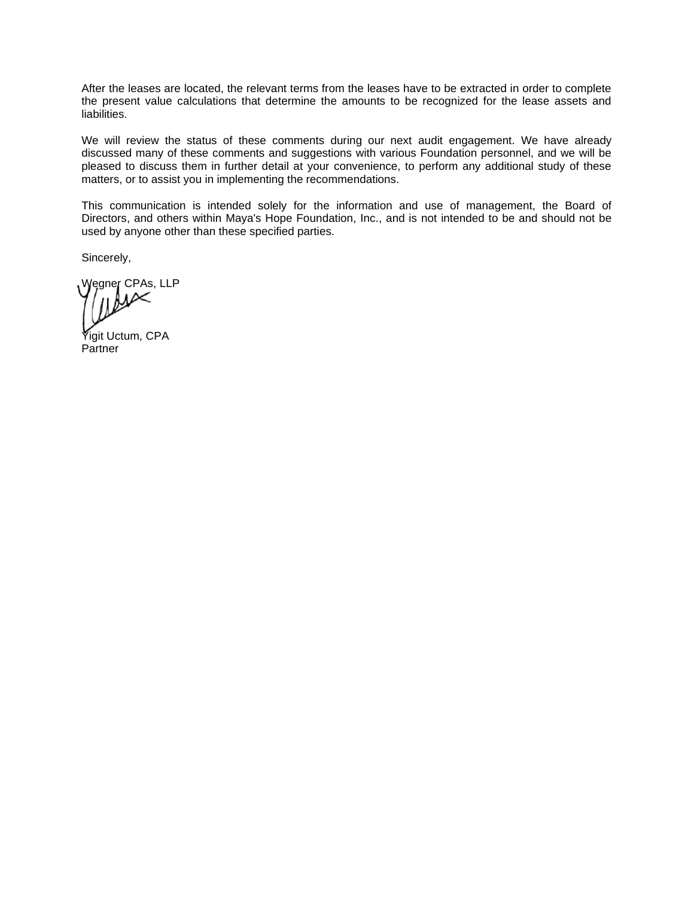After the leases are located, the relevant terms from the leases have to be extracted in order to complete the present value calculations that determine the amounts to be recognized for the lease assets and liabilities.

We will review the status of these comments during our next audit engagement. We have already discussed many of these comments and suggestions with various Foundation personnel, and we will be pleased to discuss them in further detail at your convenience, to perform any additional study of these matters, or to assist you in implementing the recommendations.

This communication is intended solely for the information and use of management, the Board of Directors, and others within Maya's Hope Foundation, Inc., and is not intended to be and should not be used by anyone other than these specified parties.

Sincerely,

Wegner CPAs, LLP

Yigit Uctum, CPA
Partner